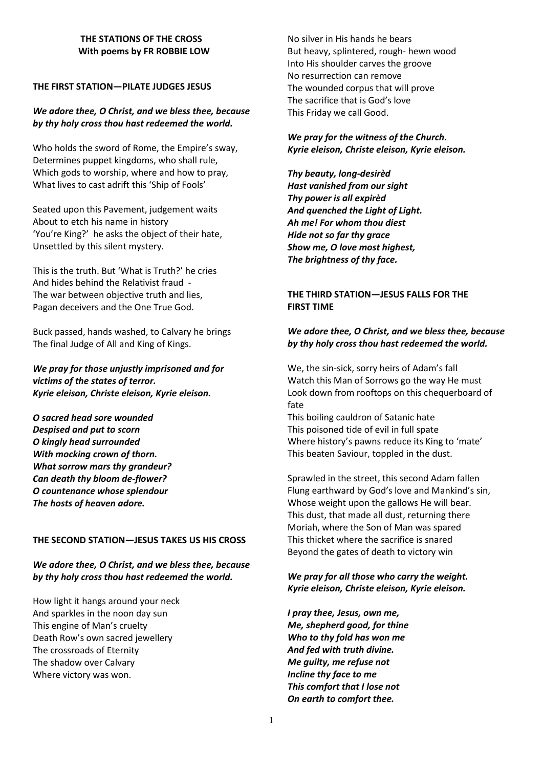**THE STATIONS OF THE CROSS**
**With poems by FR ROBBIE LOW**

## THE FIRST STATION—PILATE JUDGES JESUS

***We adore thee, O Christ, and we bless thee, because by thy holy cross thou hast redeemed the world.***

Who holds the sword of Rome, the Empire's sway,
Determines puppet kingdoms, who shall rule,
Which gods to worship, where and how to pray,
What lives to cast adrift this 'Ship of Fools'

Seated upon this Pavement, judgement waits
About to etch his name in history
'You're King?' he asks the object of their hate,
Unsettled by this silent mystery.

This is the truth. But 'What is Truth?' he cries
And hides behind the Relativist fraud -
The war between objective truth and lies,
Pagan deceivers and the One True God.

Buck passed, hands washed, to Calvary he brings
The final Judge of All and King of Kings.

***We pray for those unjustly imprisoned and for victims of the states of terror.***
***Kyrie eleison, Christe eleison, Kyrie eleison.***

***O sacred head sore wounded***
***Despised and put to scorn***
***O kingly head surrounded***
***With mocking crown of thorn.***
***What sorrow mars thy grandeur?***
***Can death thy bloom de-flower?***
***O countenance whose splendour***
***The hosts of heaven adore.***

## THE SECOND STATION—JESUS TAKES US HIS CROSS

***We adore thee, O Christ, and we bless thee, because by thy holy cross thou hast redeemed the world.***

How light it hangs around your neck
And sparkles in the noon day sun
This engine of Man's cruelty
Death Row's own sacred jewellery
The crossroads of Eternity
The shadow over Calvary
Where victory was won.

No silver in His hands he bears
But heavy, splintered, rough- hewn wood
Into His shoulder carves the groove
No resurrection can remove
The wounded corpus that will prove
The sacrifice that is God's love
This Friday we call Good.

***We pray for the witness of the Church.***
***Kyrie eleison, Christe eleison, Kyrie eleison.***

***Thy beauty, long-desirèd***
***Hast vanished from our sight***
***Thy power is all expirèd***
***And quenched the Light of Light.***
***Ah me! For whom thou diest***
***Hide not so far thy grace***
***Show me, O love most highest,***
***The brightness of thy face.***

## THE THIRD STATION—JESUS FALLS FOR THE FIRST TIME

***We adore thee, O Christ, and we bless thee, because by thy holy cross thou hast redeemed the world.***

We, the sin-sick, sorry heirs of Adam's fall
Watch this Man of Sorrows go the way He must
Look down from rooftops on this chequerboard of fate
This boiling cauldron of Satanic hate
This poisoned tide of evil in full spate
Where history's pawns reduce its King to 'mate'
This beaten Saviour, toppled in the dust.

Sprawled in the street, this second Adam fallen
Flung earthward by God's love and Mankind's sin,
Whose weight upon the gallows He will bear.
This dust, that made all dust, returning there
Moriah, where the Son of Man was spared
This thicket where the sacrifice is snared
Beyond the gates of death to victory win

***We pray for all those who carry the weight.***
***Kyrie eleison, Christe eleison, Kyrie eleison.***

***I pray thee, Jesus, own me,***
***Me, shepherd good, for thine***
***Who to thy fold has won me***
***And fed with truth divine.***
***Me guilty, me refuse not***
***Incline thy face to me***
***This comfort that I lose not***
***On earth to comfort thee.***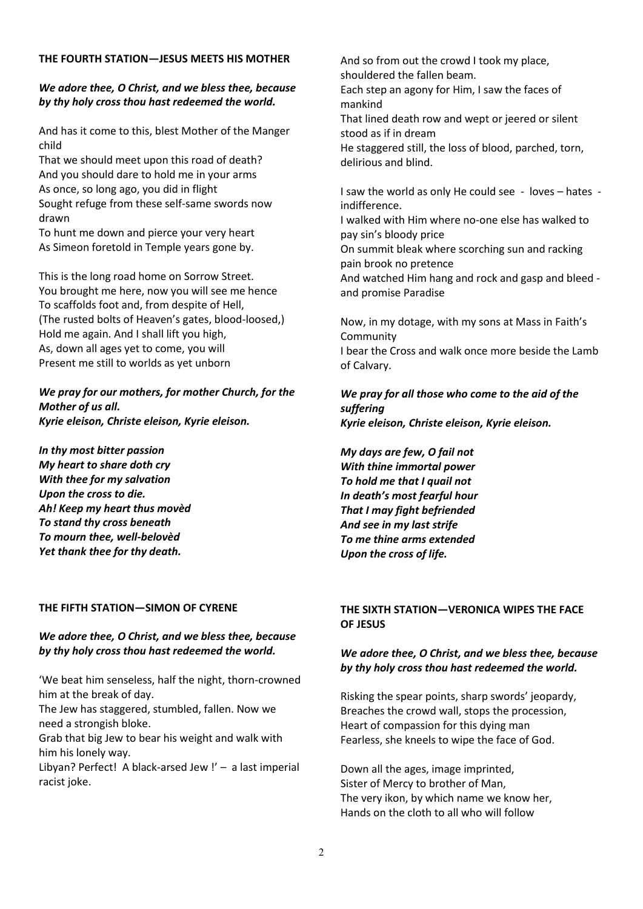**THE FOURTH STATION—JESUS MEETS HIS MOTHER**

***We adore thee, O Christ, and we bless thee, because by thy holy cross thou hast redeemed the world.***

And has it come to this, blest Mother of the Manger child
That we should meet upon this road of death?
And you should dare to hold me in your arms
As once, so long ago, you did in flight
Sought refuge from these self-same swords now drawn
To hunt me down and pierce your very heart
As Simeon foretold in Temple years gone by.

This is the long road home on Sorrow Street.
You brought me here, now you will see me hence
To scaffolds foot and, from despite of Hell,
(The rusted bolts of Heaven's gates, blood-loosed,)
Hold me again. And I shall lift you high,
As, down all ages yet to come, you will
Present me still to worlds as yet unborn

***We pray for our mothers, for mother Church, for the Mother of us all.***
***Kyrie eleison, Christe eleison, Kyrie eleison.***

***In thy most bitter passion***
***My heart to share doth cry***
***With thee for my salvation***
***Upon the cross to die.***
***Ah! Keep my heart thus movèd***
***To stand thy cross beneath***
***To mourn thee, well-belovèd***
***Yet thank thee for thy death.***

**THE FIFTH STATION—SIMON OF CYRENE**

***We adore thee, O Christ, and we bless thee, because by thy holy cross thou hast redeemed the world.***

'We beat him senseless, half the night, thorn-crowned him at the break of day.
The Jew has staggered, stumbled, fallen. Now we need a strongish bloke.
Grab that big Jew to bear his weight and walk with him his lonely way.
Libyan? Perfect! A black-arsed Jew !' – a last imperial racist joke.

And so from out the crowd I took my place, shouldered the fallen beam.
Each step an agony for Him, I saw the faces of mankind
That lined death row and wept or jeered or silent stood as if in dream
He staggered still, the loss of blood, parched, torn, delirious and blind.

I saw the world as only He could see - loves – hates - indifference.
I walked with Him where no-one else has walked to pay sin's bloody price
On summit bleak where scorching sun and racking pain brook no pretence
And watched Him hang and rock and gasp and bleed - and promise Paradise

Now, in my dotage, with my sons at Mass in Faith's Community
I bear the Cross and walk once more beside the Lamb of Calvary.

***We pray for all those who come to the aid of the suffering***
***Kyrie eleison, Christe eleison, Kyrie eleison.***

***My days are few, O fail not***
***With thine immortal power***
***To hold me that I quail not***
***In death's most fearful hour***
***That I may fight befriended***
***And see in my last strife***
***To me thine arms extended***
***Upon the cross of life.***

**THE SIXTH STATION—VERONICA WIPES THE FACE OF JESUS**

***We adore thee, O Christ, and we bless thee, because by thy holy cross thou hast redeemed the world.***

Risking the spear points, sharp swords' jeopardy,
Breaches the crowd wall, stops the procession,
Heart of compassion for this dying man
Fearless, she kneels to wipe the face of God.

Down all the ages, image imprinted,
Sister of Mercy to brother of Man,
The very ikon, by which name we know her,
Hands on the cloth to all who will follow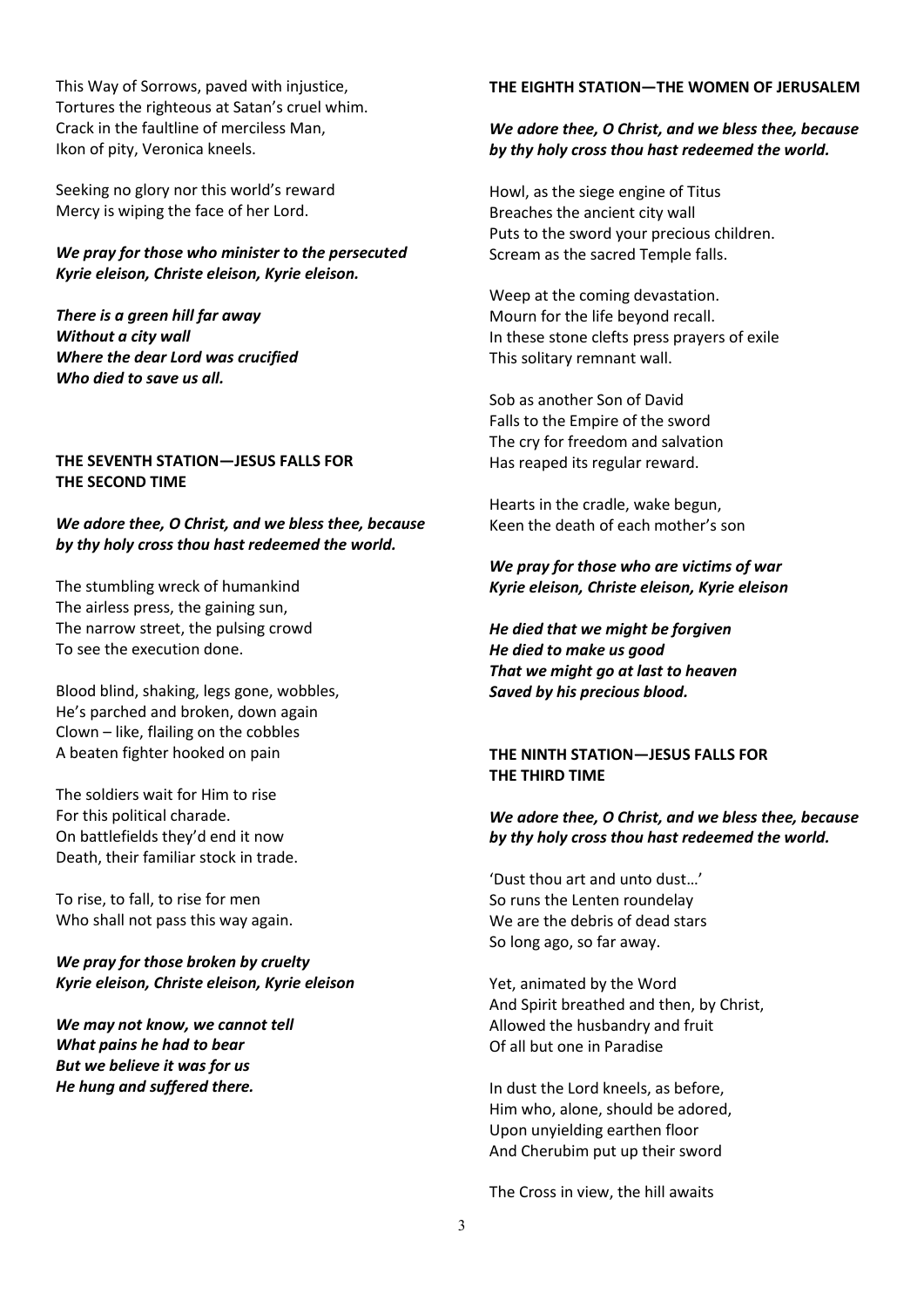This Way of Sorrows, paved with injustice,
Tortures the righteous at Satan's cruel whim.
Crack in the faultline of merciless Man,
Ikon of pity, Veronica kneels.

Seeking no glory nor this world's reward
Mercy is wiping the face of her Lord.

***We pray for those who minister to the persecuted***
***Kyrie eleison, Christe eleison, Kyrie eleison.***

***There is a green hill far away***
***Without a city wall***
***Where the dear Lord was crucified***
***Who died to save us all.***

## THE SEVENTH STATION—JESUS FALLS FOR THE SECOND TIME

***We adore thee, O Christ, and we bless thee, because by thy holy cross thou hast redeemed the world.***

The stumbling wreck of humankind
The airless press, the gaining sun,
The narrow street, the pulsing crowd
To see the execution done.

Blood blind, shaking, legs gone, wobbles,
He's parched and broken, down again
Clown – like, flailing on the cobbles
A beaten fighter hooked on pain

The soldiers wait for Him to rise
For this political charade.
On battlefields they'd end it now
Death, their familiar stock in trade.

To rise, to fall, to rise for men
Who shall not pass this way again.

***We pray for those broken by cruelty***
***Kyrie eleison, Christe eleison, Kyrie eleison***

***We may not know, we cannot tell***
***What pains he had to bear***
***But we believe it was for us***
***He hung and suffered there.***

## THE EIGHTH STATION—THE WOMEN OF JERUSALEM

***We adore thee, O Christ, and we bless thee, because by thy holy cross thou hast redeemed the world.***

Howl, as the siege engine of Titus
Breaches the ancient city wall
Puts to the sword your precious children.
Scream as the sacred Temple falls.

Weep at the coming devastation.
Mourn for the life beyond recall.
In these stone clefts press prayers of exile
This solitary remnant wall.

Sob as another Son of David
Falls to the Empire of the sword
The cry for freedom and salvation
Has reaped its regular reward.

Hearts in the cradle, wake begun,
Keen the death of each mother's son

***We pray for those who are victims of war***
***Kyrie eleison, Christe eleison, Kyrie eleison***

***He died that we might be forgiven***
***He died to make us good***
***That we might go at last to heaven***
***Saved by his precious blood.***

## THE NINTH STATION—JESUS FALLS FOR THE THIRD TIME

***We adore thee, O Christ, and we bless thee, because by thy holy cross thou hast redeemed the world.***

'Dust thou art and unto dust…'
So runs the Lenten roundelay
We are the debris of dead stars
So long ago, so far away.

Yet, animated by the Word
And Spirit breathed and then, by Christ,
Allowed the husbandry and fruit
Of all but one in Paradise

In dust the Lord kneels, as before,
Him who, alone, should be adored,
Upon unyielding earthen floor
And Cherubim put up their sword

The Cross in view, the hill awaits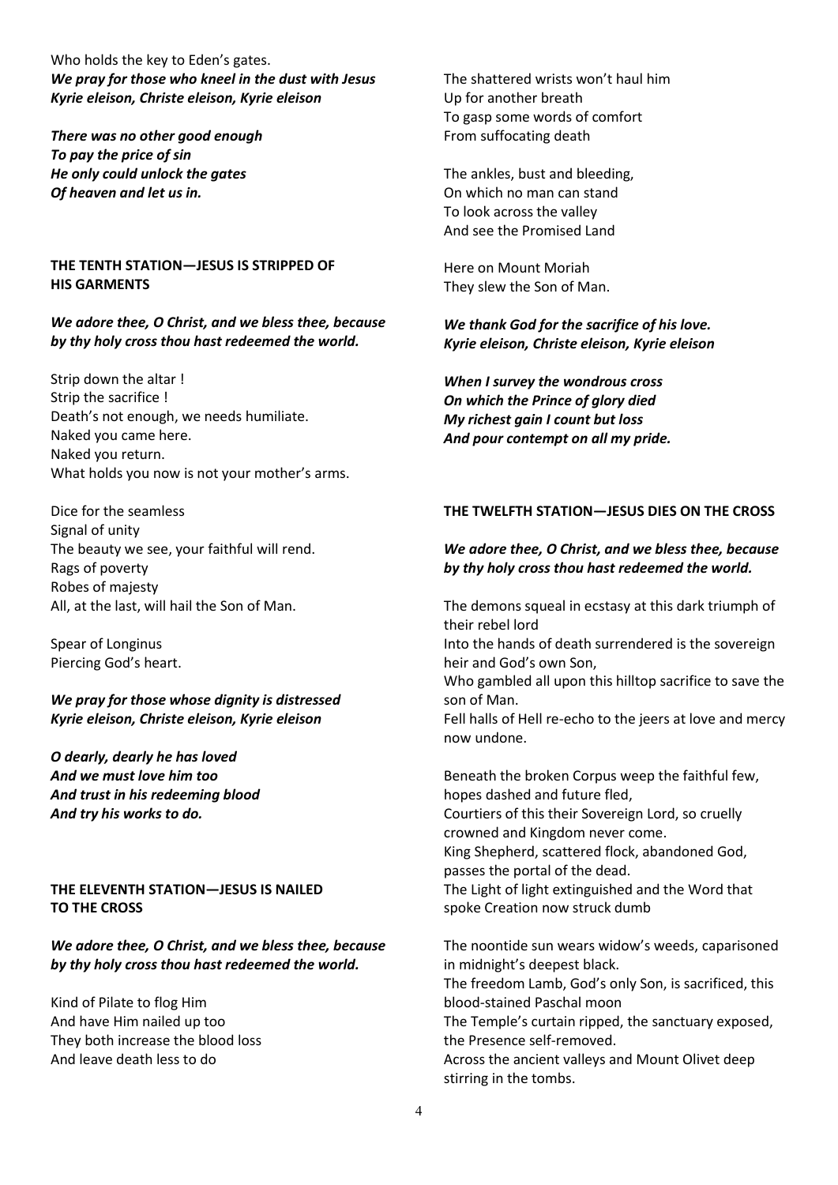Who holds the key to Eden's gates.
***We pray for those who kneel in the dust with Jesus***
***Kyrie eleison, Christe eleison, Kyrie eleison***

***There was no other good enough***
***To pay the price of sin***
***He only could unlock the gates***
***Of heaven and let us in.***

**THE TENTH STATION—JESUS IS STRIPPED OF HIS GARMENTS**

***We adore thee, O Christ, and we bless thee, because by thy holy cross thou hast redeemed the world.***

Strip down the altar !
Strip the sacrifice !
Death's not enough, we needs humiliate.
Naked you came here.
Naked you return.
What holds you now is not your mother's arms.

Dice for the seamless
Signal of unity
The beauty we see, your faithful will rend.
Rags of poverty
Robes of majesty
All, at the last, will hail the Son of Man.

Spear of Longinus
Piercing God's heart.

***We pray for those whose dignity is distressed***
***Kyrie eleison, Christe eleison, Kyrie eleison***

***O dearly, dearly he has loved***
***And we must love him too***
***And trust in his redeeming blood***
***And try his works to do.***

**THE ELEVENTH STATION—JESUS IS NAILED TO THE CROSS**

***We adore thee, O Christ, and we bless thee, because by thy holy cross thou hast redeemed the world.***

Kind of Pilate to flog Him
And have Him nailed up too
They both increase the blood loss
And leave death less to do

The shattered wrists won't haul him
Up for another breath
To gasp some words of comfort
From suffocating death

The ankles, bust and bleeding,
On which no man can stand
To look across the valley
And see the Promised Land

Here on Mount Moriah
They slew the Son of Man.

***We thank God for the sacrifice of his love.***
***Kyrie eleison, Christe eleison, Kyrie eleison***

***When I survey the wondrous cross***
***On which the Prince of glory died***
***My richest gain I count but loss***
***And pour contempt on all my pride.***

**THE TWELFTH STATION—JESUS DIES ON THE CROSS**

***We adore thee, O Christ, and we bless thee, because by thy holy cross thou hast redeemed the world.***

The demons squeal in ecstasy at this dark triumph of their rebel lord
Into the hands of death surrendered is the sovereign heir and God's own Son,
Who gambled all upon this hilltop sacrifice to save the son of Man.
Fell halls of Hell re-echo to the jeers at love and mercy now undone.

Beneath the broken Corpus weep the faithful few, hopes dashed and future fled,
Courtiers of this their Sovereign Lord, so cruelly crowned and Kingdom never come.
King Shepherd, scattered flock, abandoned God, passes the portal of the dead.
The Light of light extinguished and the Word that spoke Creation now struck dumb

The noontide sun wears widow's weeds, caparisoned in midnight's deepest black.
The freedom Lamb, God's only Son, is sacrificed, this blood-stained Paschal moon
The Temple's curtain ripped, the sanctuary exposed, the Presence self-removed.
Across the ancient valleys and Mount Olivet deep stirring in the tombs.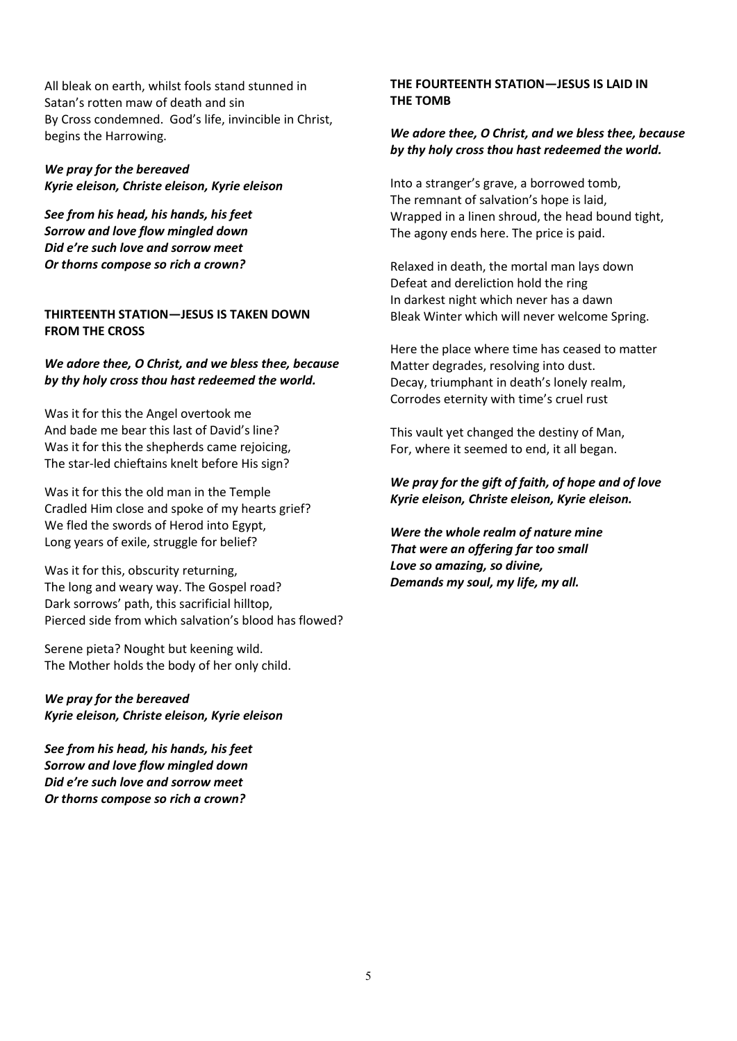All bleak on earth, whilst fools stand stunned in
Satan's rotten maw of death and sin
By Cross condemned. God's life, invincible in Christ,
begins the Harrowing.

***We pray for the bereaved***
***Kyrie eleison, Christe eleison, Kyrie eleison***

***See from his head, his hands, his feet***
***Sorrow and love flow mingled down***
***Did e're such love and sorrow meet***
***Or thorns compose so rich a crown?***

**THIRTEENTH STATION—JESUS IS TAKEN DOWN FROM THE CROSS**

***We adore thee, O Christ, and we bless thee, because by thy holy cross thou hast redeemed the world.***

Was it for this the Angel overtook me
And bade me bear this last of David's line?
Was it for this the shepherds came rejoicing,
The star-led chieftains knelt before His sign?

Was it for this the old man in the Temple
Cradled Him close and spoke of my hearts grief?
We fled the swords of Herod into Egypt,
Long years of exile, struggle for belief?

Was it for this, obscurity returning,
The long and weary way. The Gospel road?
Dark sorrows' path, this sacrificial hilltop,
Pierced side from which salvation's blood has flowed?

Serene pieta? Nought but keening wild.
The Mother holds the body of her only child.

***We pray for the bereaved***
***Kyrie eleison, Christe eleison, Kyrie eleison***

***See from his head, his hands, his feet***
***Sorrow and love flow mingled down***
***Did e're such love and sorrow meet***
***Or thorns compose so rich a crown?***

**THE FOURTEENTH STATION—JESUS IS LAID IN THE TOMB**

***We adore thee, O Christ, and we bless thee, because by thy holy cross thou hast redeemed the world.***

Into a stranger's grave, a borrowed tomb,
The remnant of salvation's hope is laid,
Wrapped in a linen shroud, the head bound tight,
The agony ends here. The price is paid.

Relaxed in death, the mortal man lays down
Defeat and dereliction hold the ring
In darkest night which never has a dawn
Bleak Winter which will never welcome Spring.

Here the place where time has ceased to matter
Matter degrades, resolving into dust.
Decay, triumphant in death's lonely realm,
Corrodes eternity with time's cruel rust

This vault yet changed the destiny of Man,
For, where it seemed to end, it all began.

***We pray for the gift of faith, of hope and of love***
***Kyrie eleison, Christe eleison, Kyrie eleison.***

***Were the whole realm of nature mine***
***That were an offering far too small***
***Love so amazing, so divine,***
***Demands my soul, my life, my all.***